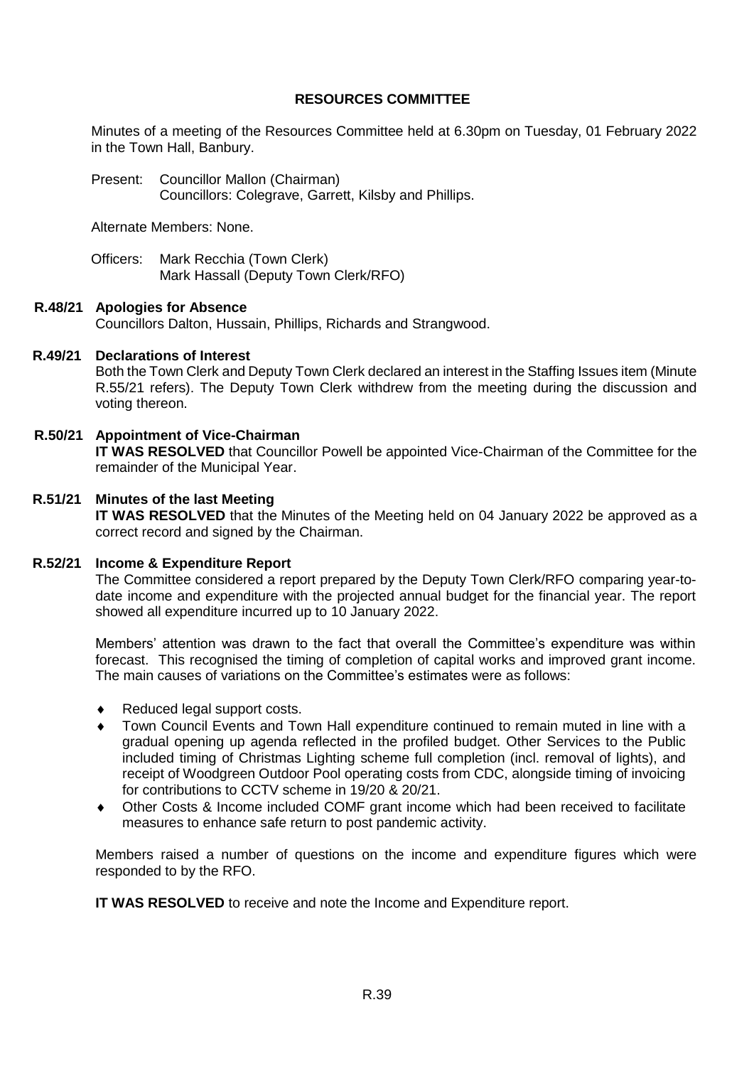# RESOURCES COMMITTEE

Minutes of a meeting of the Resources Committee held at 6.30pm on Tuesday, 01 February 2022 in the Town Hall, Banbury.

Present: Councillor Mallon (Chairman)
Councillors: Colegrave, Garrett, Kilsby and Phillips.

Alternate Members: None.

Officers: Mark Recchia (Town Clerk)
Mark Hassall (Deputy Town Clerk/RFO)

**R.48/21 Apologies for Absence**

Councillors Dalton, Hussain, Phillips, Richards and Strangwood.

**R.49/21 Declarations of Interest**

Both the Town Clerk and Deputy Town Clerk declared an interest in the Staffing Issues item (Minute R.55/21 refers). The Deputy Town Clerk withdrew from the meeting during the discussion and voting thereon.

**R.50/21 Appointment of Vice-Chairman**

**IT WAS RESOLVED** that Councillor Powell be appointed Vice-Chairman of the Committee for the remainder of the Municipal Year.

**R.51/21 Minutes of the last Meeting**

**IT WAS RESOLVED** that the Minutes of the Meeting held on 04 January 2022 be approved as a correct record and signed by the Chairman.

**R.52/21 Income & Expenditure Report**

The Committee considered a report prepared by the Deputy Town Clerk/RFO comparing year-to-date income and expenditure with the projected annual budget for the financial year. The report showed all expenditure incurred up to 10 January 2022.

Members' attention was drawn to the fact that overall the Committee's expenditure was within forecast. This recognised the timing of completion of capital works and improved grant income. The main causes of variations on the Committee's estimates were as follows:

- Reduced legal support costs.
- Town Council Events and Town Hall expenditure continued to remain muted in line with a gradual opening up agenda reflected in the profiled budget. Other Services to the Public included timing of Christmas Lighting scheme full completion (incl. removal of lights), and receipt of Woodgreen Outdoor Pool operating costs from CDC, alongside timing of invoicing for contributions to CCTV scheme in 19/20 & 20/21.
- Other Costs & Income included COMF grant income which had been received to facilitate measures to enhance safe return to post pandemic activity.

Members raised a number of questions on the income and expenditure figures which were responded to by the RFO.

**IT WAS RESOLVED** to receive and note the Income and Expenditure report.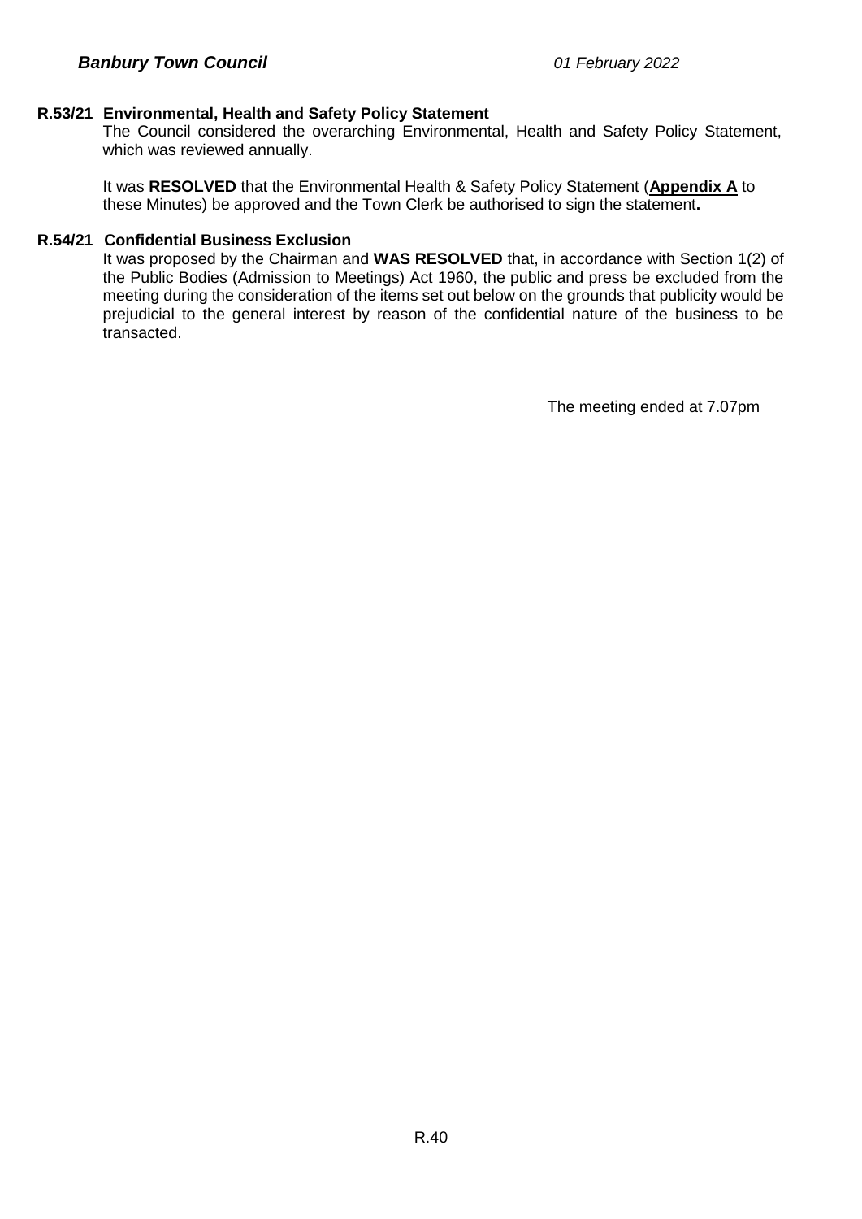### R.53/21 Environmental, Health and Safety Policy Statement

The Council considered the overarching Environmental, Health and Safety Policy Statement, which was reviewed annually.

It was **RESOLVED** that the Environmental Health & Safety Policy Statement (**Appendix A** to these Minutes) be approved and the Town Clerk be authorised to sign the statement**.**

### R.54/21 Confidential Business Exclusion

It was proposed by the Chairman and **WAS RESOLVED** that, in accordance with Section 1(2) of the Public Bodies (Admission to Meetings) Act 1960, the public and press be excluded from the meeting during the consideration of the items set out below on the grounds that publicity would be prejudicial to the general interest by reason of the confidential nature of the business to be transacted.

The meeting ended at 7.07pm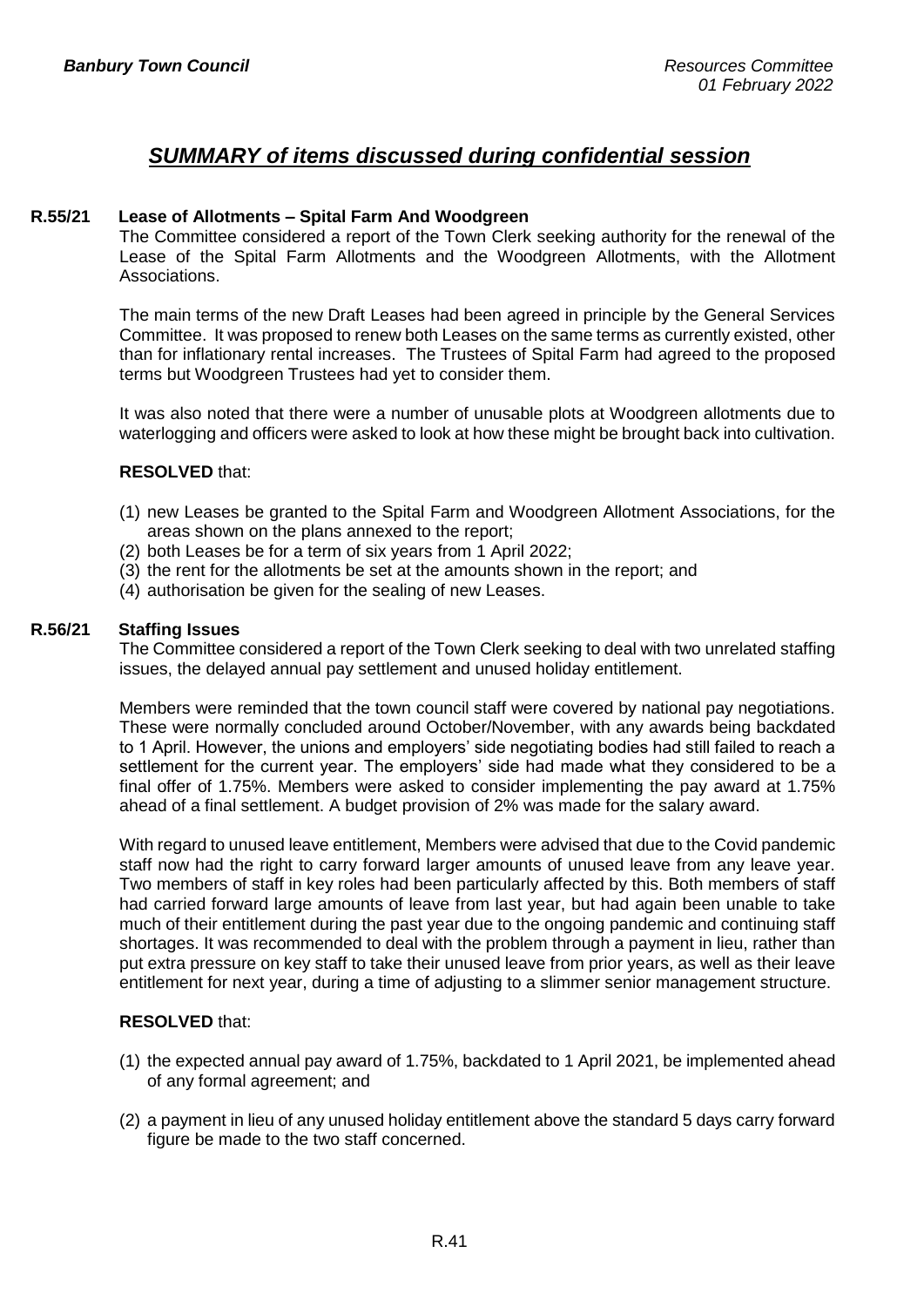# *SUMMARY of items discussed during confidential session*

## R.55/21 Lease of Allotments – Spital Farm And Woodgreen

The Committee considered a report of the Town Clerk seeking authority for the renewal of the Lease of the Spital Farm Allotments and the Woodgreen Allotments, with the Allotment Associations.

The main terms of the new Draft Leases had been agreed in principle by the General Services Committee. It was proposed to renew both Leases on the same terms as currently existed, other than for inflationary rental increases. The Trustees of Spital Farm had agreed to the proposed terms but Woodgreen Trustees had yet to consider them.

It was also noted that there were a number of unusable plots at Woodgreen allotments due to waterlogging and officers were asked to look at how these might be brought back into cultivation.

**RESOLVED** that:

(1) new Leases be granted to the Spital Farm and Woodgreen Allotment Associations, for the areas shown on the plans annexed to the report;
(2) both Leases be for a term of six years from 1 April 2022;
(3) the rent for the allotments be set at the amounts shown in the report; and
(4) authorisation be given for the sealing of new Leases.

## R.56/21 Staffing Issues

The Committee considered a report of the Town Clerk seeking to deal with two unrelated staffing issues, the delayed annual pay settlement and unused holiday entitlement.

Members were reminded that the town council staff were covered by national pay negotiations. These were normally concluded around October/November, with any awards being backdated to 1 April. However, the unions and employers' side negotiating bodies had still failed to reach a settlement for the current year. The employers' side had made what they considered to be a final offer of 1.75%. Members were asked to consider implementing the pay award at 1.75% ahead of a final settlement. A budget provision of 2% was made for the salary award.

With regard to unused leave entitlement, Members were advised that due to the Covid pandemic staff now had the right to carry forward larger amounts of unused leave from any leave year. Two members of staff in key roles had been particularly affected by this. Both members of staff had carried forward large amounts of leave from last year, but had again been unable to take much of their entitlement during the past year due to the ongoing pandemic and continuing staff shortages. It was recommended to deal with the problem through a payment in lieu, rather than put extra pressure on key staff to take their unused leave from prior years, as well as their leave entitlement for next year, during a time of adjusting to a slimmer senior management structure.

**RESOLVED** that:

(1) the expected annual pay award of 1.75%, backdated to 1 April 2021, be implemented ahead of any formal agreement; and

(2) a payment in lieu of any unused holiday entitlement above the standard 5 days carry forward figure be made to the two staff concerned.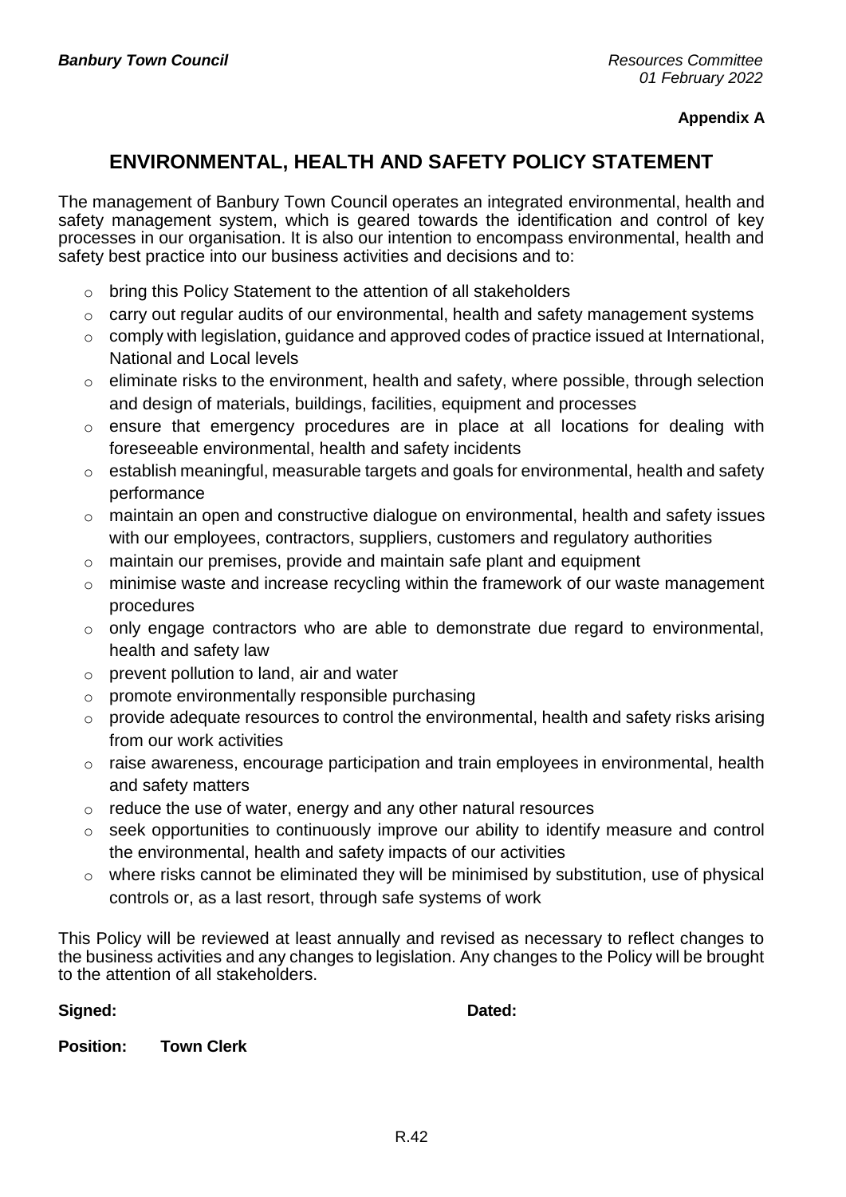**Appendix A**

# ENVIRONMENTAL, HEALTH AND SAFETY POLICY STATEMENT

The management of Banbury Town Council operates an integrated environmental, health and safety management system, which is geared towards the identification and control of key processes in our organisation. It is also our intention to encompass environmental, health and safety best practice into our business activities and decisions and to:

- bring this Policy Statement to the attention of all stakeholders
- carry out regular audits of our environmental, health and safety management systems
- comply with legislation, guidance and approved codes of practice issued at International, National and Local levels
- eliminate risks to the environment, health and safety, where possible, through selection and design of materials, buildings, facilities, equipment and processes
- ensure that emergency procedures are in place at all locations for dealing with foreseeable environmental, health and safety incidents
- establish meaningful, measurable targets and goals for environmental, health and safety performance
- maintain an open and constructive dialogue on environmental, health and safety issues with our employees, contractors, suppliers, customers and regulatory authorities
- maintain our premises, provide and maintain safe plant and equipment
- minimise waste and increase recycling within the framework of our waste management procedures
- only engage contractors who are able to demonstrate due regard to environmental, health and safety law
- prevent pollution to land, air and water
- promote environmentally responsible purchasing
- provide adequate resources to control the environmental, health and safety risks arising from our work activities
- raise awareness, encourage participation and train employees in environmental, health and safety matters
- reduce the use of water, energy and any other natural resources
- seek opportunities to continuously improve our ability to identify measure and control the environmental, health and safety impacts of our activities
- where risks cannot be eliminated they will be minimised by substitution, use of physical controls or, as a last resort, through safe systems of work

This Policy will be reviewed at least annually and revised as necessary to reflect changes to the business activities and any changes to legislation. Any changes to the Policy will be brought to the attention of all stakeholders.

**Signed:** **Dated:**

**Position: Town Clerk**